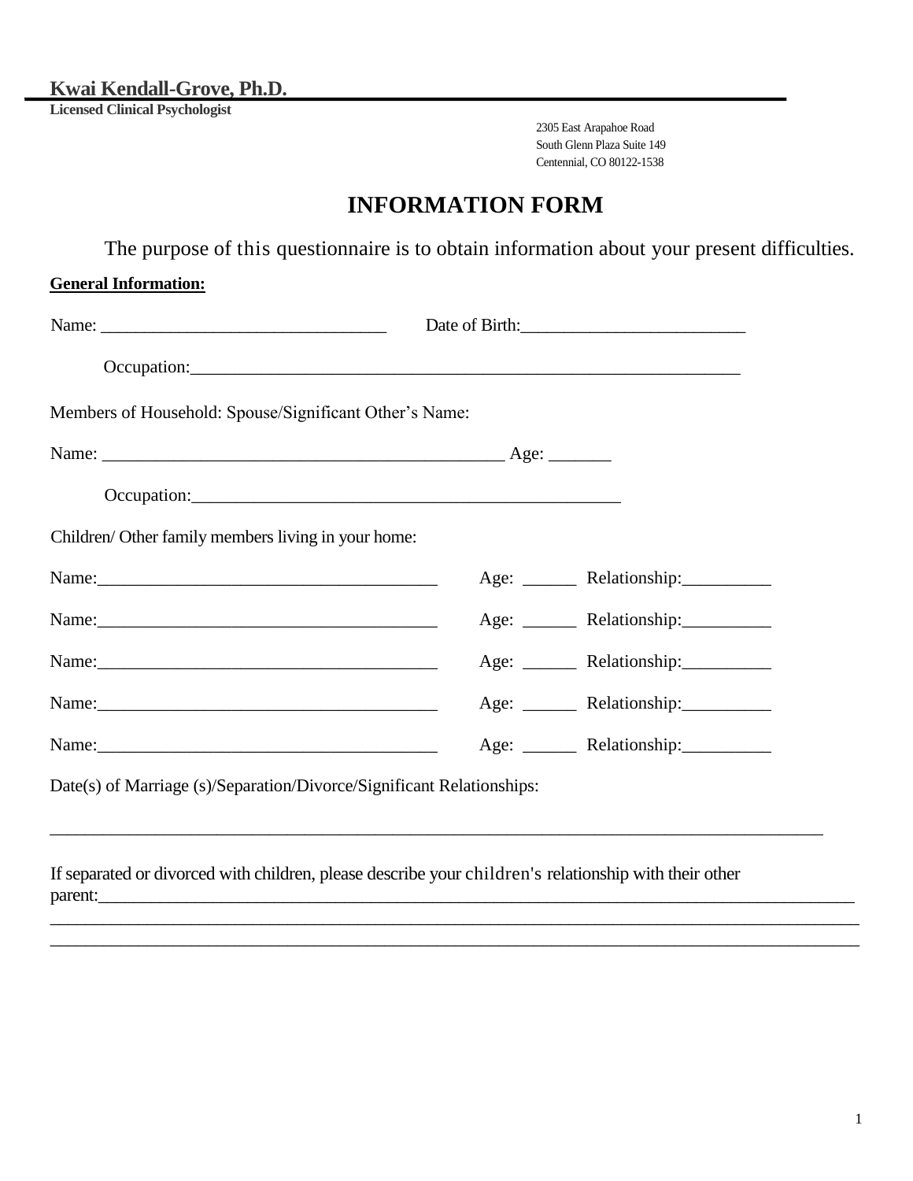**Kwai Kendall-Grove, Ph.D.**
**Licensed Clinical Psychologist**

2305 East Arapahoe Road
South Glenn Plaza Suite 149
Centennial, CO 80122-1538

# INFORMATION FORM

The purpose of this questionnaire is to obtain information about your present difficulties.

**General Information:**

Name: ________________________________ Date of Birth:_________________________

Occupation:_______________________________________________________________

Members of Household: Spouse/Significant Other's Name:

Name: _____________________________________________ Age: _______

Occupation:________________________________________________

Children/ Other family members living in your home:

Name:_______________________________________ Age: ______ Relationship:__________

Name:_______________________________________ Age: ______ Relationship:__________

Name:_______________________________________ Age: ______ Relationship:__________

Name:_______________________________________ Age: ______ Relationship:__________

Name:_______________________________________ Age: ______ Relationship:__________

Date(s) of Marriage (s)/Separation/Divorce/Significant Relationships:

_________________________________________________________________________________

If separated or divorced with children, please describe your children's relationship with their other parent:_____________________________________________________________________________
_________________________________________________________________________________
_________________________________________________________________________________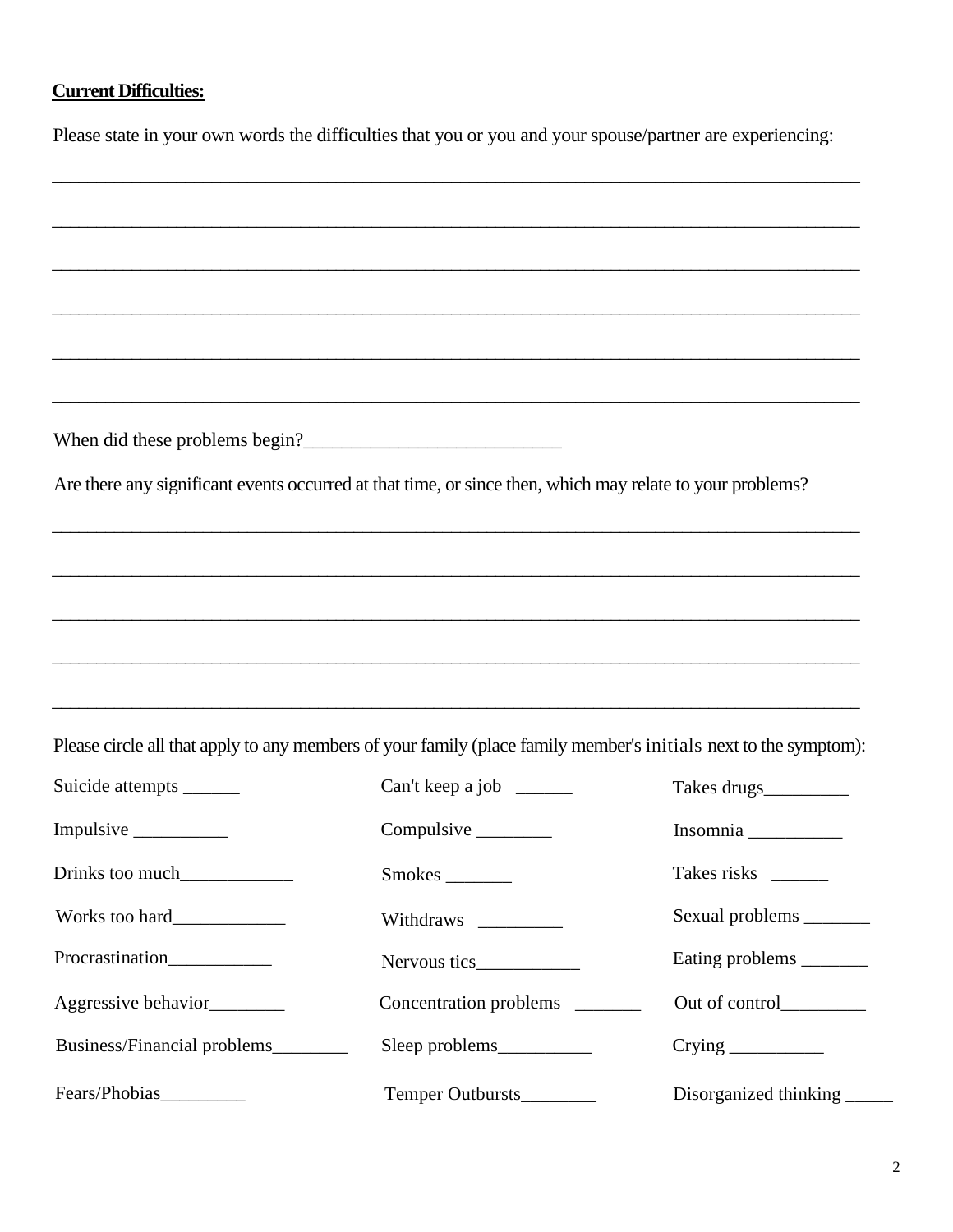**Current Difficulties:**

Please state in your own words the difficulties that you or you and your spouse/partner are experiencing:

______________________________________________________________________________

______________________________________________________________________________

______________________________________________________________________________

______________________________________________________________________________

______________________________________________________________________________

______________________________________________________________________________

When did these problems begin?___________________________

Are there any significant events occurred at that time, or since then, which may relate to your problems?

______________________________________________________________________________

______________________________________________________________________________

______________________________________________________________________________

______________________________________________________________________________

______________________________________________________________________________

Please circle all that apply to any members of your family (place family member's initials next to the symptom):

| | | |
|---|---|---|
| Suicide attempts ______ | Can't keep a job ______ | Takes drugs_________ |
| Impulsive __________ | Compulsive ________ | Insomnia __________ |
| Drinks too much____________ | Smokes _______ | Takes risks ______ |
| Works too hard____________ | Withdraws _________ | Sexual problems _______ |
| Procrastination___________ | Nervous tics___________ | Eating problems _______ |
| Aggressive behavior________ | Concentration problems _______ | Out of control_________ |
| Business/Financial problems________ | Sleep problems__________ | Crying __________ |
| Fears/Phobias_________ | Temper Outbursts________ | Disorganized thinking _____ |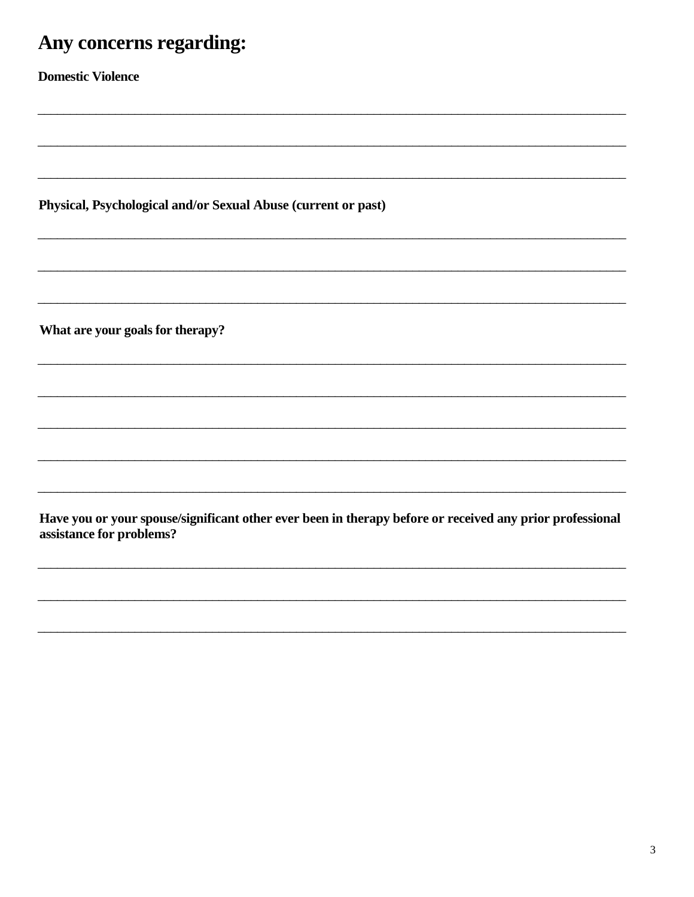# Any concerns regarding:

**Domestic Violence**

_______________________________________________________________________________________________

_______________________________________________________________________________________________

_______________________________________________________________________________________________

**Physical, Psychological and/or Sexual Abuse (current or past)**

_______________________________________________________________________________________________

_______________________________________________________________________________________________

_______________________________________________________________________________________________

**What are your goals for therapy?**

_______________________________________________________________________________________________

_______________________________________________________________________________________________

_______________________________________________________________________________________________

_______________________________________________________________________________________________

_______________________________________________________________________________________________

**Have you or your spouse/significant other ever been in therapy before or received any prior professional assistance for problems?**

_______________________________________________________________________________________________

_______________________________________________________________________________________________

_______________________________________________________________________________________________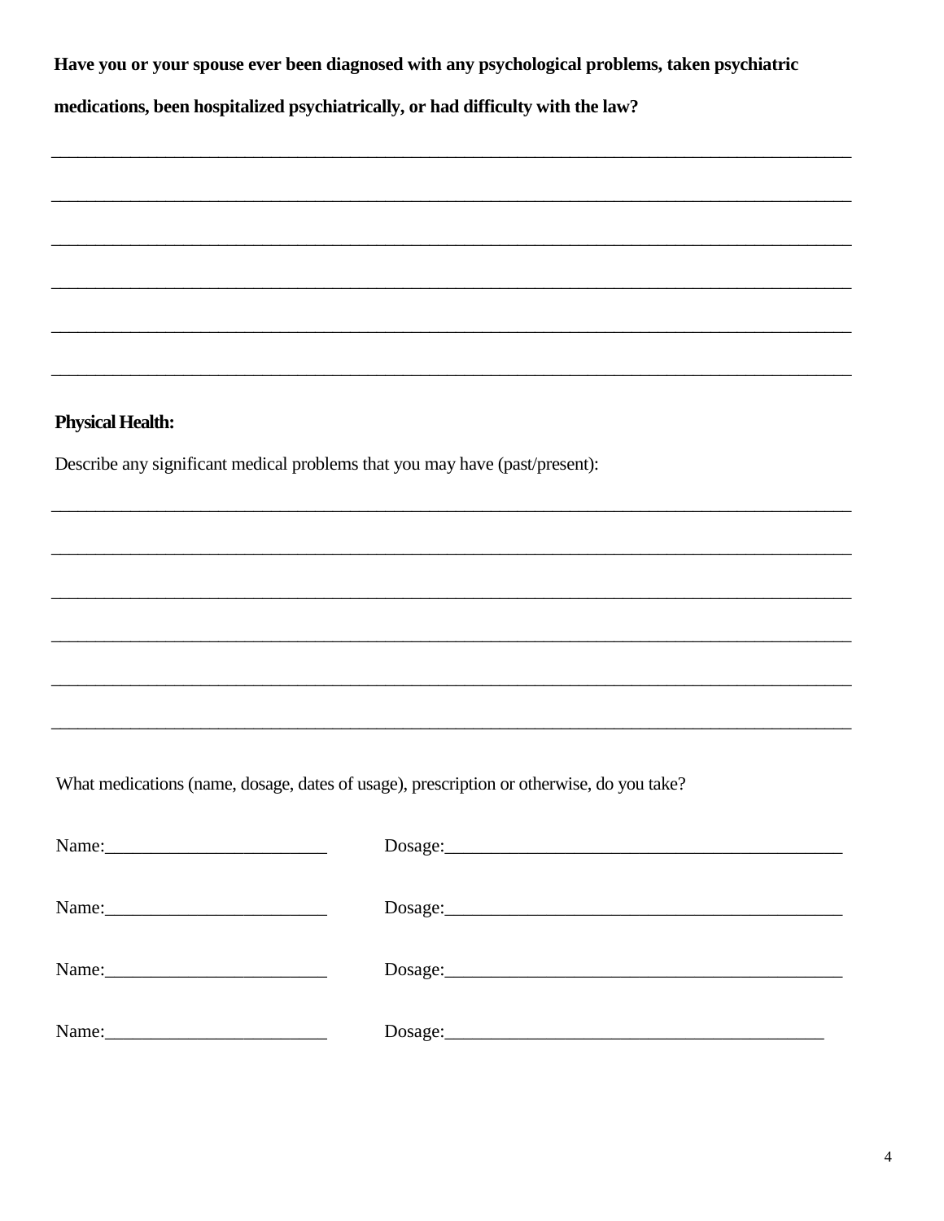**Have you or your spouse ever been diagnosed with any psychological problems, taken psychiatric medications, been hospitalized psychiatrically, or had difficulty with the law?**

______________________________________________________________________________

______________________________________________________________________________

______________________________________________________________________________

______________________________________________________________________________

______________________________________________________________________________

______________________________________________________________________________

**Physical Health:**

Describe any significant medical problems that you may have (past/present):

______________________________________________________________________________

______________________________________________________________________________

______________________________________________________________________________

______________________________________________________________________________

______________________________________________________________________________

______________________________________________________________________________

What medications (name, dosage, dates of usage), prescription or otherwise, do you take?

Name:________________________ Dosage:___________________________________________

Name:________________________ Dosage:___________________________________________

Name:________________________ Dosage:___________________________________________

Name:________________________ Dosage:_________________________________________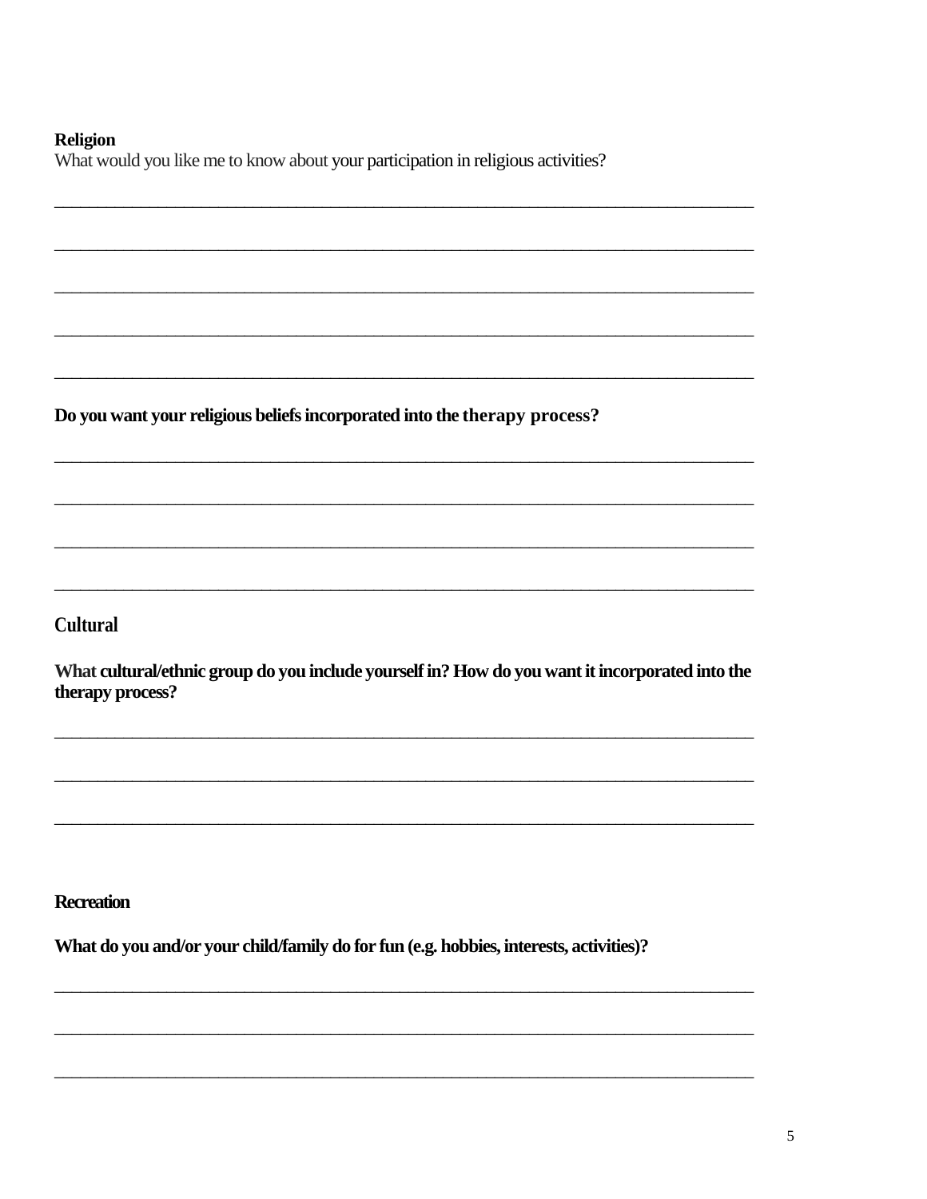**Religion**
What would you like me to know about your participation in religious activities?

\_\_\_\_\_\_\_\_\_\_\_\_\_\_\_\_\_\_\_\_\_\_\_\_\_\_\_\_\_\_\_\_\_\_\_\_\_\_\_\_\_\_\_\_\_\_\_\_\_\_\_\_\_\_\_\_\_\_\_\_\_\_\_\_\_\_\_\_\_\_\_\_\_\_\_\_

\_\_\_\_\_\_\_\_\_\_\_\_\_\_\_\_\_\_\_\_\_\_\_\_\_\_\_\_\_\_\_\_\_\_\_\_\_\_\_\_\_\_\_\_\_\_\_\_\_\_\_\_\_\_\_\_\_\_\_\_\_\_\_\_\_\_\_\_\_\_\_\_\_\_\_\_

\_\_\_\_\_\_\_\_\_\_\_\_\_\_\_\_\_\_\_\_\_\_\_\_\_\_\_\_\_\_\_\_\_\_\_\_\_\_\_\_\_\_\_\_\_\_\_\_\_\_\_\_\_\_\_\_\_\_\_\_\_\_\_\_\_\_\_\_\_\_\_\_\_\_\_\_

\_\_\_\_\_\_\_\_\_\_\_\_\_\_\_\_\_\_\_\_\_\_\_\_\_\_\_\_\_\_\_\_\_\_\_\_\_\_\_\_\_\_\_\_\_\_\_\_\_\_\_\_\_\_\_\_\_\_\_\_\_\_\_\_\_\_\_\_\_\_\_\_\_\_\_\_

\_\_\_\_\_\_\_\_\_\_\_\_\_\_\_\_\_\_\_\_\_\_\_\_\_\_\_\_\_\_\_\_\_\_\_\_\_\_\_\_\_\_\_\_\_\_\_\_\_\_\_\_\_\_\_\_\_\_\_\_\_\_\_\_\_\_\_\_\_\_\_\_\_\_\_\_

**Do you want your religious beliefs incorporated into the therapy process?**

\_\_\_\_\_\_\_\_\_\_\_\_\_\_\_\_\_\_\_\_\_\_\_\_\_\_\_\_\_\_\_\_\_\_\_\_\_\_\_\_\_\_\_\_\_\_\_\_\_\_\_\_\_\_\_\_\_\_\_\_\_\_\_\_\_\_\_\_\_\_\_\_\_\_\_\_

\_\_\_\_\_\_\_\_\_\_\_\_\_\_\_\_\_\_\_\_\_\_\_\_\_\_\_\_\_\_\_\_\_\_\_\_\_\_\_\_\_\_\_\_\_\_\_\_\_\_\_\_\_\_\_\_\_\_\_\_\_\_\_\_\_\_\_\_\_\_\_\_\_\_\_\_

\_\_\_\_\_\_\_\_\_\_\_\_\_\_\_\_\_\_\_\_\_\_\_\_\_\_\_\_\_\_\_\_\_\_\_\_\_\_\_\_\_\_\_\_\_\_\_\_\_\_\_\_\_\_\_\_\_\_\_\_\_\_\_\_\_\_\_\_\_\_\_\_\_\_\_\_

\_\_\_\_\_\_\_\_\_\_\_\_\_\_\_\_\_\_\_\_\_\_\_\_\_\_\_\_\_\_\_\_\_\_\_\_\_\_\_\_\_\_\_\_\_\_\_\_\_\_\_\_\_\_\_\_\_\_\_\_\_\_\_\_\_\_\_\_\_\_\_\_\_\_\_\_

**Cultural**

**What cultural/ethnic group do you include yourself in? How do you want it incorporated into the therapy process?**

\_\_\_\_\_\_\_\_\_\_\_\_\_\_\_\_\_\_\_\_\_\_\_\_\_\_\_\_\_\_\_\_\_\_\_\_\_\_\_\_\_\_\_\_\_\_\_\_\_\_\_\_\_\_\_\_\_\_\_\_\_\_\_\_\_\_\_\_\_\_\_\_\_\_\_\_

\_\_\_\_\_\_\_\_\_\_\_\_\_\_\_\_\_\_\_\_\_\_\_\_\_\_\_\_\_\_\_\_\_\_\_\_\_\_\_\_\_\_\_\_\_\_\_\_\_\_\_\_\_\_\_\_\_\_\_\_\_\_\_\_\_\_\_\_\_\_\_\_\_\_\_\_

\_\_\_\_\_\_\_\_\_\_\_\_\_\_\_\_\_\_\_\_\_\_\_\_\_\_\_\_\_\_\_\_\_\_\_\_\_\_\_\_\_\_\_\_\_\_\_\_\_\_\_\_\_\_\_\_\_\_\_\_\_\_\_\_\_\_\_\_\_\_\_\_\_\_\_\_

**Recreation**

**What do you and/or your child/family do for fun (e.g. hobbies, interests, activities)?**

\_\_\_\_\_\_\_\_\_\_\_\_\_\_\_\_\_\_\_\_\_\_\_\_\_\_\_\_\_\_\_\_\_\_\_\_\_\_\_\_\_\_\_\_\_\_\_\_\_\_\_\_\_\_\_\_\_\_\_\_\_\_\_\_\_\_\_\_\_\_\_\_\_\_\_\_

\_\_\_\_\_\_\_\_\_\_\_\_\_\_\_\_\_\_\_\_\_\_\_\_\_\_\_\_\_\_\_\_\_\_\_\_\_\_\_\_\_\_\_\_\_\_\_\_\_\_\_\_\_\_\_\_\_\_\_\_\_\_\_\_\_\_\_\_\_\_\_\_\_\_\_\_

\_\_\_\_\_\_\_\_\_\_\_\_\_\_\_\_\_\_\_\_\_\_\_\_\_\_\_\_\_\_\_\_\_\_\_\_\_\_\_\_\_\_\_\_\_\_\_\_\_\_\_\_\_\_\_\_\_\_\_\_\_\_\_\_\_\_\_\_\_\_\_\_\_\_\_\_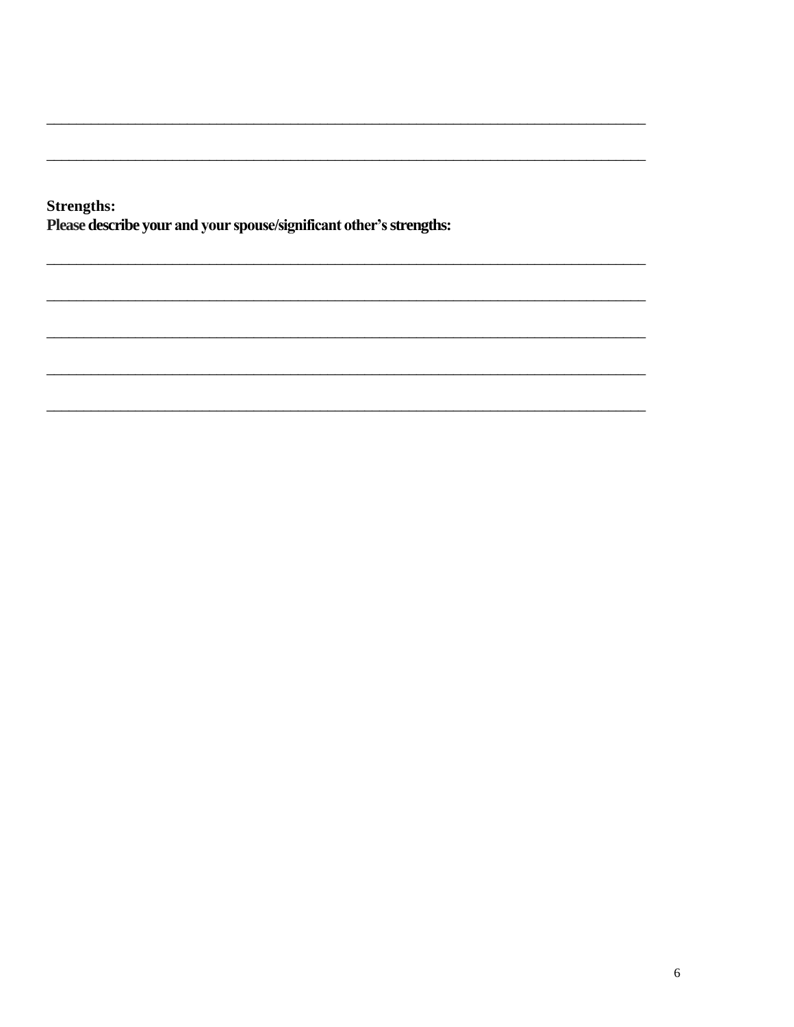\_\_\_\_\_\_\_\_\_\_\_\_\_\_\_\_\_\_\_\_\_\_\_\_\_\_\_\_\_\_\_\_\_\_\_\_\_\_\_\_\_\_\_\_\_\_\_\_\_\_\_\_\_\_\_\_\_\_\_\_\_\_\_\_\_\_\_\_\_\_\_\_\_\_\_\_\_\_

\_\_\_\_\_\_\_\_\_\_\_\_\_\_\_\_\_\_\_\_\_\_\_\_\_\_\_\_\_\_\_\_\_\_\_\_\_\_\_\_\_\_\_\_\_\_\_\_\_\_\_\_\_\_\_\_\_\_\_\_\_\_\_\_\_\_\_\_\_\_\_\_\_\_\_\_\_\_

**Strengths:**
**Please describe your and your spouse/significant other's strengths:**

\_\_\_\_\_\_\_\_\_\_\_\_\_\_\_\_\_\_\_\_\_\_\_\_\_\_\_\_\_\_\_\_\_\_\_\_\_\_\_\_\_\_\_\_\_\_\_\_\_\_\_\_\_\_\_\_\_\_\_\_\_\_\_\_\_\_\_\_\_\_\_\_\_\_\_\_\_\_

\_\_\_\_\_\_\_\_\_\_\_\_\_\_\_\_\_\_\_\_\_\_\_\_\_\_\_\_\_\_\_\_\_\_\_\_\_\_\_\_\_\_\_\_\_\_\_\_\_\_\_\_\_\_\_\_\_\_\_\_\_\_\_\_\_\_\_\_\_\_\_\_\_\_\_\_\_\_

\_\_\_\_\_\_\_\_\_\_\_\_\_\_\_\_\_\_\_\_\_\_\_\_\_\_\_\_\_\_\_\_\_\_\_\_\_\_\_\_\_\_\_\_\_\_\_\_\_\_\_\_\_\_\_\_\_\_\_\_\_\_\_\_\_\_\_\_\_\_\_\_\_\_\_\_\_\_

\_\_\_\_\_\_\_\_\_\_\_\_\_\_\_\_\_\_\_\_\_\_\_\_\_\_\_\_\_\_\_\_\_\_\_\_\_\_\_\_\_\_\_\_\_\_\_\_\_\_\_\_\_\_\_\_\_\_\_\_\_\_\_\_\_\_\_\_\_\_\_\_\_\_\_\_\_\_

\_\_\_\_\_\_\_\_\_\_\_\_\_\_\_\_\_\_\_\_\_\_\_\_\_\_\_\_\_\_\_\_\_\_\_\_\_\_\_\_\_\_\_\_\_\_\_\_\_\_\_\_\_\_\_\_\_\_\_\_\_\_\_\_\_\_\_\_\_\_\_\_\_\_\_\_\_\_